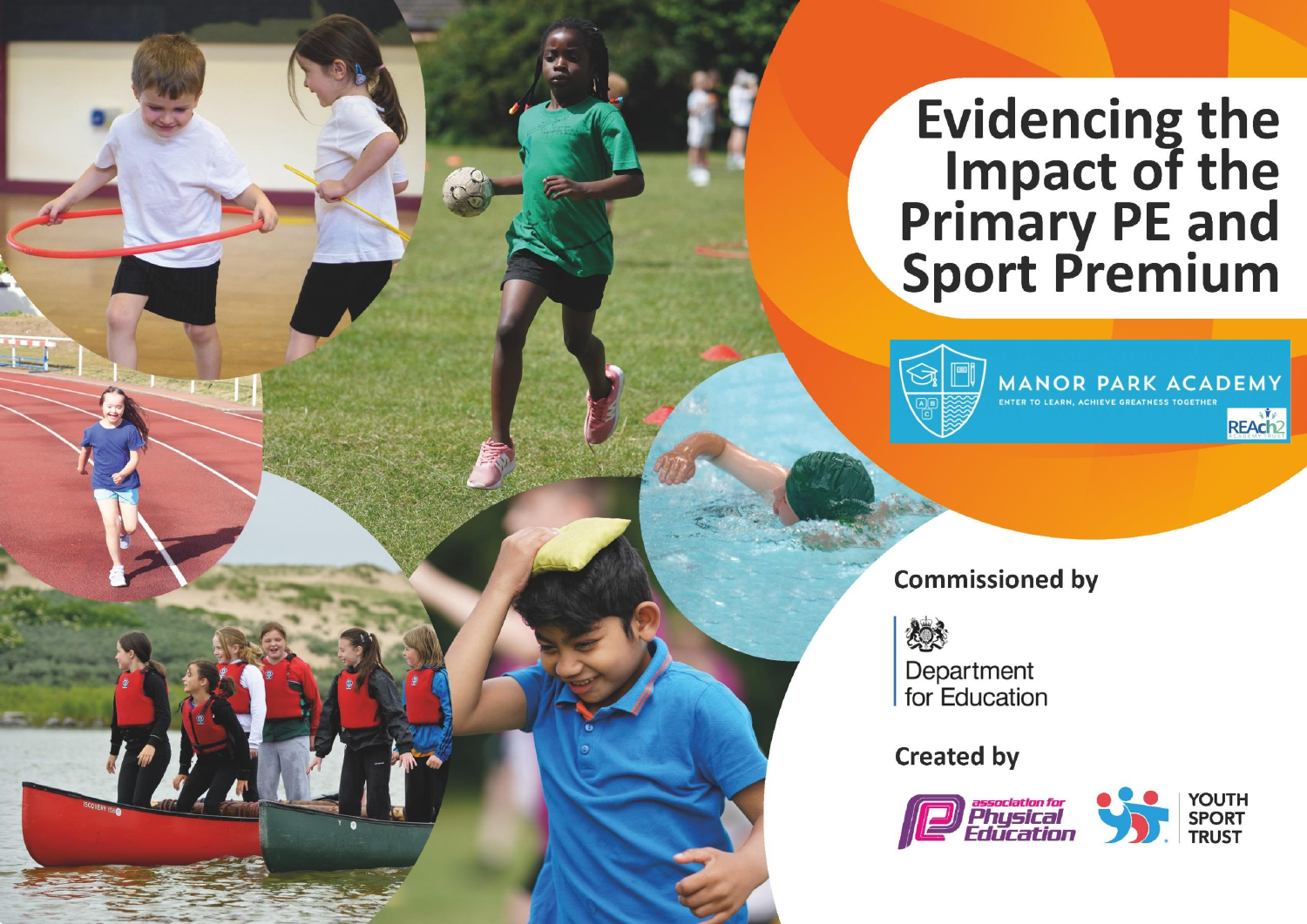# Evidencing the Impact of the Primary PE and Sport Premium

MANOR PARK ACADEMY

ENTER TO LEARN, ACHIEVE GREATNESS TOGETHER

REAch2

**Commissioned by**

Department for Education

**Created by**

association for Physical Education

YOUTH SPORT TRUST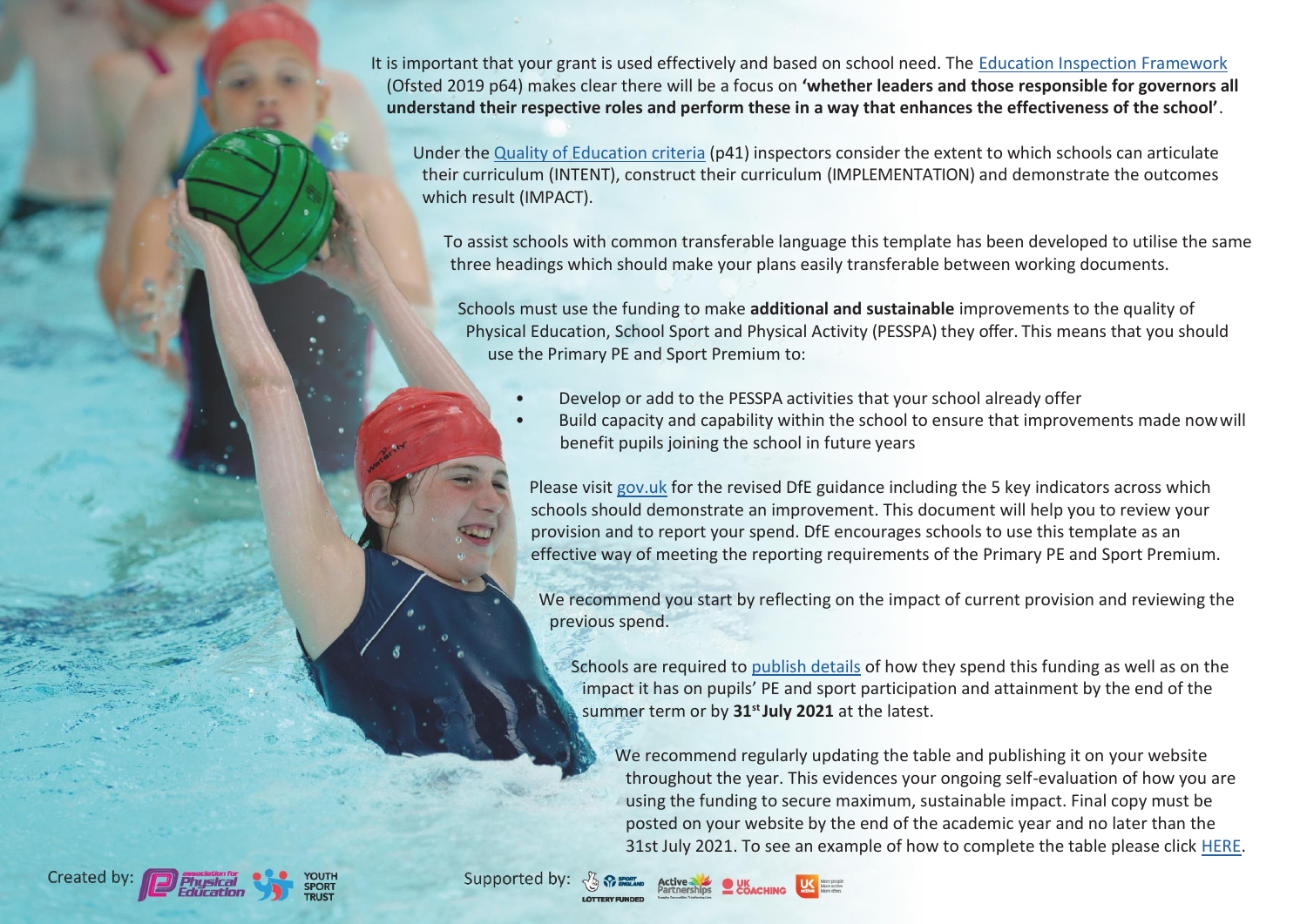It is important that your grant is used effectively and based on school need. The [Education Inspection Framework](#) (Ofsted 2019 p64) makes clear there will be a focus on **'whether leaders and those responsible for governors all understand their respective roles and perform these in a way that enhances the effectiveness of the school'**.

Under the [Quality of Education criteria](#) (p41) inspectors consider the extent to which schools can articulate their curriculum (INTENT), construct their curriculum (IMPLEMENTATION) and demonstrate the outcomes which result (IMPACT).

To assist schools with common transferable language this template has been developed to utilise the same three headings which should make your plans easily transferable between working documents.

Schools must use the funding to make **additional and sustainable** improvements to the quality of Physical Education, School Sport and Physical Activity (PESSPA) they offer. This means that you should use the Primary PE and Sport Premium to:

- Develop or add to the PESSPA activities that your school already offer
- Build capacity and capability within the school to ensure that improvements made now will benefit pupils joining the school in future years

Please visit [gov.uk](#) for the revised DfE guidance including the 5 key indicators across which schools should demonstrate an improvement. This document will help you to review your provision and to report your spend. DfE encourages schools to use this template as an effective way of meeting the reporting requirements of the Primary PE and Sport Premium.

We recommend you start by reflecting on the impact of current provision and reviewing the previous spend.

Schools are required to [publish details](#) of how they spend this funding as well as on the impact it has on pupils' PE and sport participation and attainment by the end of the summer term or by **31st July 2021** at the latest.

We recommend regularly updating the table and publishing it on your website throughout the year. This evidences your ongoing self-evaluation of how you are using the funding to secure maximum, sustainable impact. Final copy must be posted on your website by the end of the academic year and no later than the 31st July 2021. To see an example of how to complete the table please click [HERE](#).

Created by: Association for Physical Education, Youth Sport Trust

Supported by: Sport England (Lottery Funded), Active Partnerships, UK Coaching, UK Active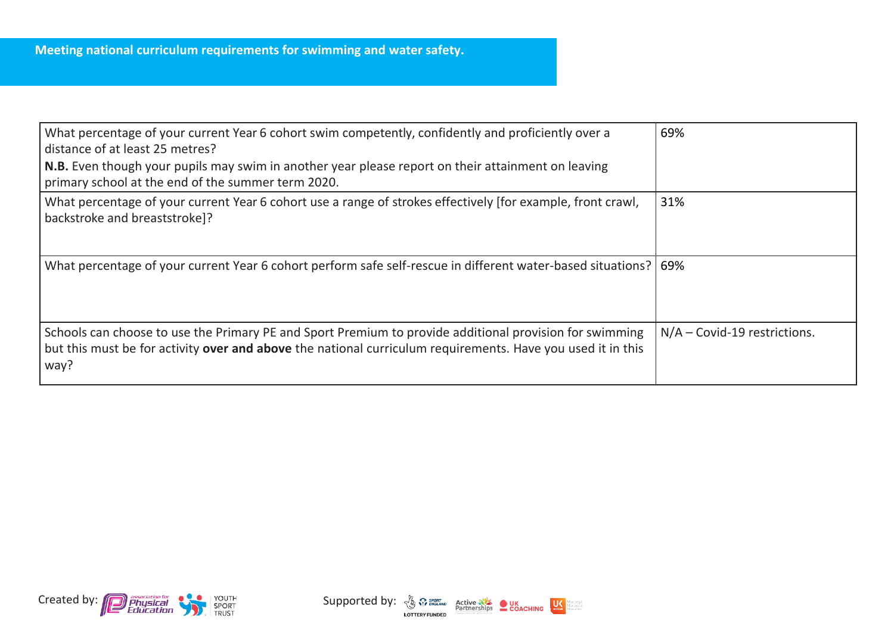## Meeting national curriculum requirements for swimming and water safety.

| | |
|---|---|
| What percentage of your current Year 6 cohort swim competently, confidently and proficiently over a distance of at least 25 metres?<br>**N.B.** Even though your pupils may swim in another year please report on their attainment on leaving primary school at the end of the summer term 2020. | 69% |
| What percentage of your current Year 6 cohort use a range of strokes effectively [for example, front crawl, backstroke and breaststroke]? | 31% |
| What percentage of your current Year 6 cohort perform safe self-rescue in different water-based situations? | 69% |
| Schools can choose to use the Primary PE and Sport Premium to provide additional provision for swimming but this must be for activity **over and above** the national curriculum requirements. Have you used it in this way? | N/A – Covid-19 restrictions. |

Created by: association for Physical Education, Youth Sport Trust

Supported by: Sport England Lottery Funded, Active Partnerships, UK Coaching, UK Active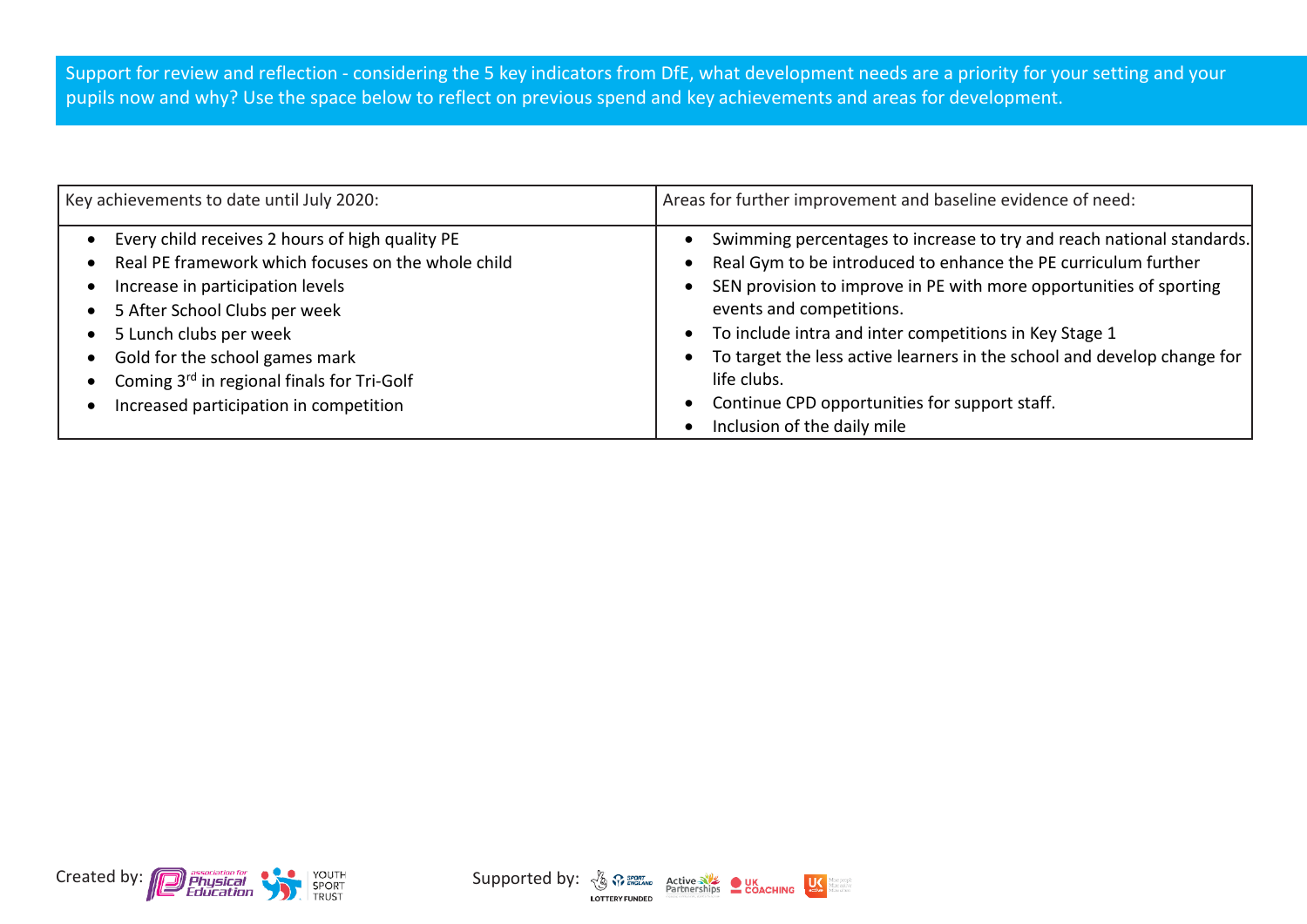Support for review and reflection - considering the 5 key indicators from DfE, what development needs are a priority for your setting and your pupils now and why? Use the space below to reflect on previous spend and key achievements and areas for development.

| Key achievements to date until July 2020: | Areas for further improvement and baseline evidence of need: |
| --- | --- |
| • Every child receives 2 hours of high quality PE<br>• Real PE framework which focuses on the whole child<br>• Increase in participation levels<br>• 5 After School Clubs per week<br>• 5 Lunch clubs per week<br>• Gold for the school games mark<br>• Coming 3rd in regional finals for Tri-Golf<br>• Increased participation in competition | • Swimming percentages to increase to try and reach national standards.<br>• Real Gym to be introduced to enhance the PE curriculum further<br>• SEN provision to improve in PE with more opportunities of sporting events and competitions.<br>• To include intra and inter competitions in Key Stage 1<br>• To target the less active learners in the school and develop change for life clubs.<br>• Continue CPD opportunities for support staff.<br>• Inclusion of the daily mile |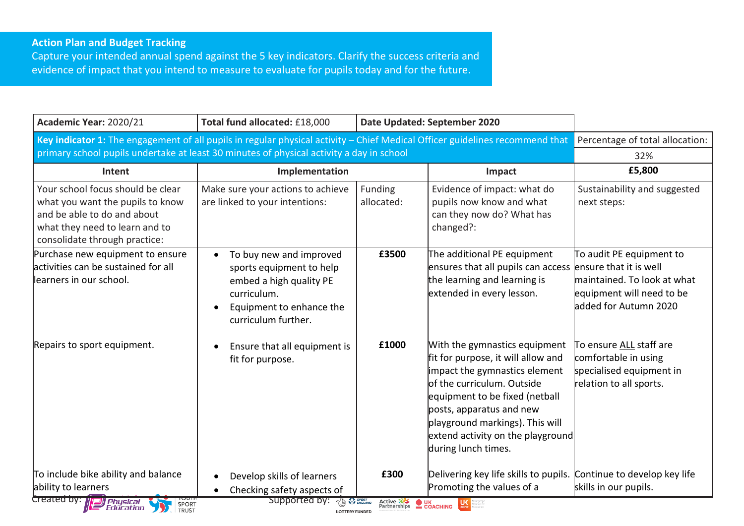**Action Plan and Budget Tracking**
Capture your intended annual spend against the 5 key indicators. Clarify the success criteria and evidence of impact that you intend to measure to evaluate for pupils today and for the future.

| **Academic Year:** 2020/21 | **Total fund allocated:** £18,000 | **Date Updated: September 2020** | | |
|---|---|---|---|---|
| **Key indicator 1:** The engagement of all pupils in regular physical activity – Chief Medical Officer guidelines recommend that primary school pupils undertake at least 30 minutes of physical activity a day in school | | | | Percentage of total allocation: 32% |
| **Intent** | **Implementation** | | **Impact** | **£5,800** |
| Your school focus should be clear what you want the pupils to know and be able to do and about what they need to learn and to consolidate through practice: | Make sure your actions to achieve are linked to your intentions: | Funding allocated: | Evidence of impact: what do pupils now know and what can they now do? What has changed?: | Sustainability and suggested next steps: |
| Purchase new equipment to ensure activities can be sustained for all learners in our school. | • To buy new and improved sports equipment to help embed a high quality PE curriculum.<br>• Equipment to enhance the curriculum further. | **£3500** | The additional PE equipment ensures that all pupils can access the learning and learning is extended in every lesson. | To audit PE equipment to ensure that it is well maintained. To look at what equipment will need to be added for Autumn 2020 |
| Repairs to sport equipment. | • Ensure that all equipment is fit for purpose. | **£1000** | With the gymnastics equipment fit for purpose, it will allow and impact the gymnastics element of the curriculum. Outside equipment to be fixed (netball posts, apparatus and new playground markings). This will extend activity on the playground during lunch times. | To ensure ALL staff are comfortable in using specialised equipment in relation to all sports. |
| To include bike ability and balance ability to learners | • Develop skills of learners<br>• Checking safety aspects of | **£300** | Delivering key life skills to pupils. Promoting the values of a | Continue to develop key life skills in our pupils. |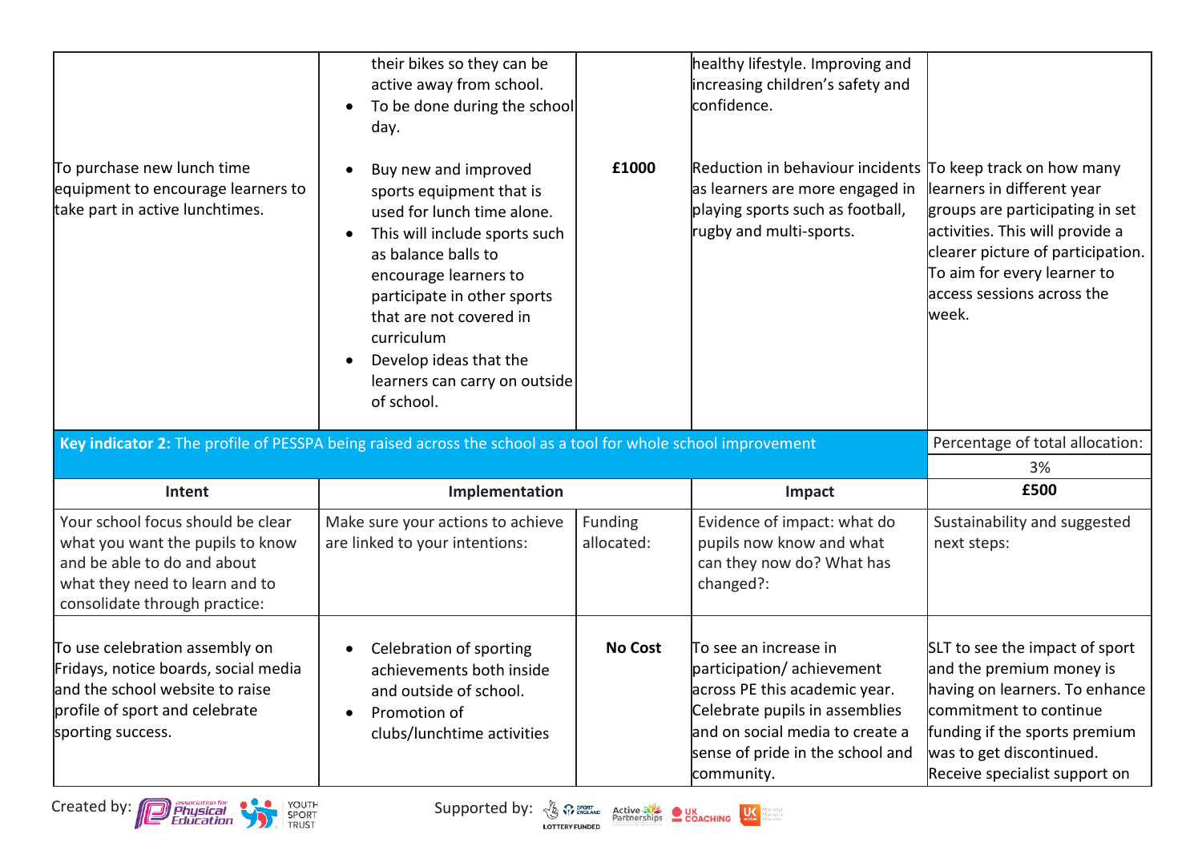| | | | | |
|---|---|---|---|---|
| | their bikes so they can be active away from school.<br>• To be done during the school day. | | healthy lifestyle. Improving and increasing children's safety and confidence. | |
| To purchase new lunch time equipment to encourage learners to take part in active lunchtimes. | • Buy new and improved sports equipment that is used for lunch time alone.<br>• This will include sports such as balance balls to encourage learners to participate in other sports that are not covered in curriculum<br>• Develop ideas that the learners can carry on outside of school. | **£1000** | Reduction in behaviour incidents as learners are more engaged in playing sports such as football, rugby and multi-sports. | To keep track on how many learners in different year groups are participating in set activities. This will provide a clearer picture of participation. To aim for every learner to access sessions across the week. |

| **Key indicator 2:** The profile of PESSPA being raised across the school as a tool for whole school improvement | | | | Percentage of total allocation: |
|---|---|---|---|---|
| | | | | 3% |
| **Intent** | **Implementation** | | **Impact** | **£500** |
| Your school focus should be clear what you want the pupils to know and be able to do and about what they need to learn and to consolidate through practice: | Make sure your actions to achieve are linked to your intentions: | Funding allocated: | Evidence of impact: what do pupils now know and what can they now do? What has changed?: | Sustainability and suggested next steps: |
| To use celebration assembly on Fridays, notice boards, social media and the school website to raise profile of sport and celebrate sporting success. | • Celebration of sporting achievements both inside and outside of school.<br>• Promotion of clubs/lunchtime activities | **No Cost** | To see an increase in participation/ achievement across PE this academic year. Celebrate pupils in assemblies and on social media to create a sense of pride in the school and community. | SLT to see the impact of sport and the premium money is having on learners. To enhance commitment to continue funding if the sports premium was to get discontinued. Receive specialist support on |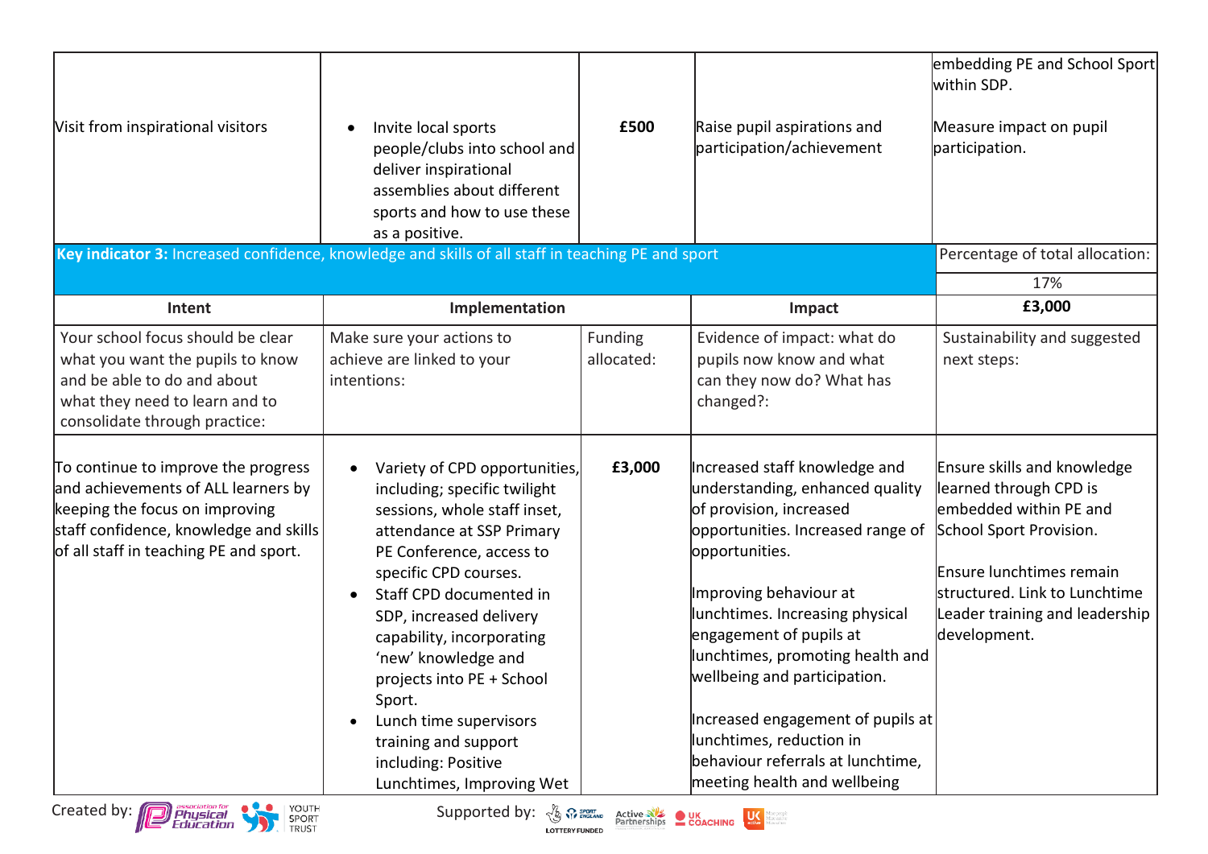| | | | | |
|---|---|---|---|---|
| Visit from inspirational visitors | • Invite local sports people/clubs into school and deliver inspirational assemblies about different sports and how to use these as a positive. | **£500** | Raise pupil aspirations and participation/achievement | embedding PE and School Sport within SDP.<br><br>Measure impact on pupil participation. |

| **Key indicator 3:** Increased confidence, knowledge and skills of all staff in teaching PE and sport | | | | Percentage of total allocation: |
|---|---|---|---|---|
| | | | | 17% |
| **Intent** | **Implementation** | | **Impact** | **£3,000** |
| Your school focus should be clear what you want the pupils to know and be able to do and about what they need to learn and to consolidate through practice: | Make sure your actions to achieve are linked to your intentions: | Funding allocated: | Evidence of impact: what do pupils now know and what can they now do? What has changed?: | Sustainability and suggested next steps: |
| To continue to improve the progress and achievements of ALL learners by keeping the focus on improving staff confidence, knowledge and skills of all staff in teaching PE and sport. | • Variety of CPD opportunities, including; specific twilight sessions, whole staff inset, attendance at SSP Primary PE Conference, access to specific CPD courses.<br>• Staff CPD documented in SDP, increased delivery capability, incorporating 'new' knowledge and projects into PE + School Sport.<br>• Lunch time supervisors training and support including: Positive Lunchtimes, Improving Wet | **£3,000** | Increased staff knowledge and understanding, enhanced quality of provision, increased opportunities. Increased range of opportunities.<br><br>Improving behaviour at lunchtimes. Increasing physical engagement of pupils at lunchtimes, promoting health and wellbeing and participation.<br><br>Increased engagement of pupils at lunchtimes, reduction in behaviour referrals at lunchtime, meeting health and wellbeing | Ensure skills and knowledge learned through CPD is embedded within PE and School Sport Provision.<br><br>Ensure lunchtimes remain structured. Link to Lunchtime Leader training and leadership development. |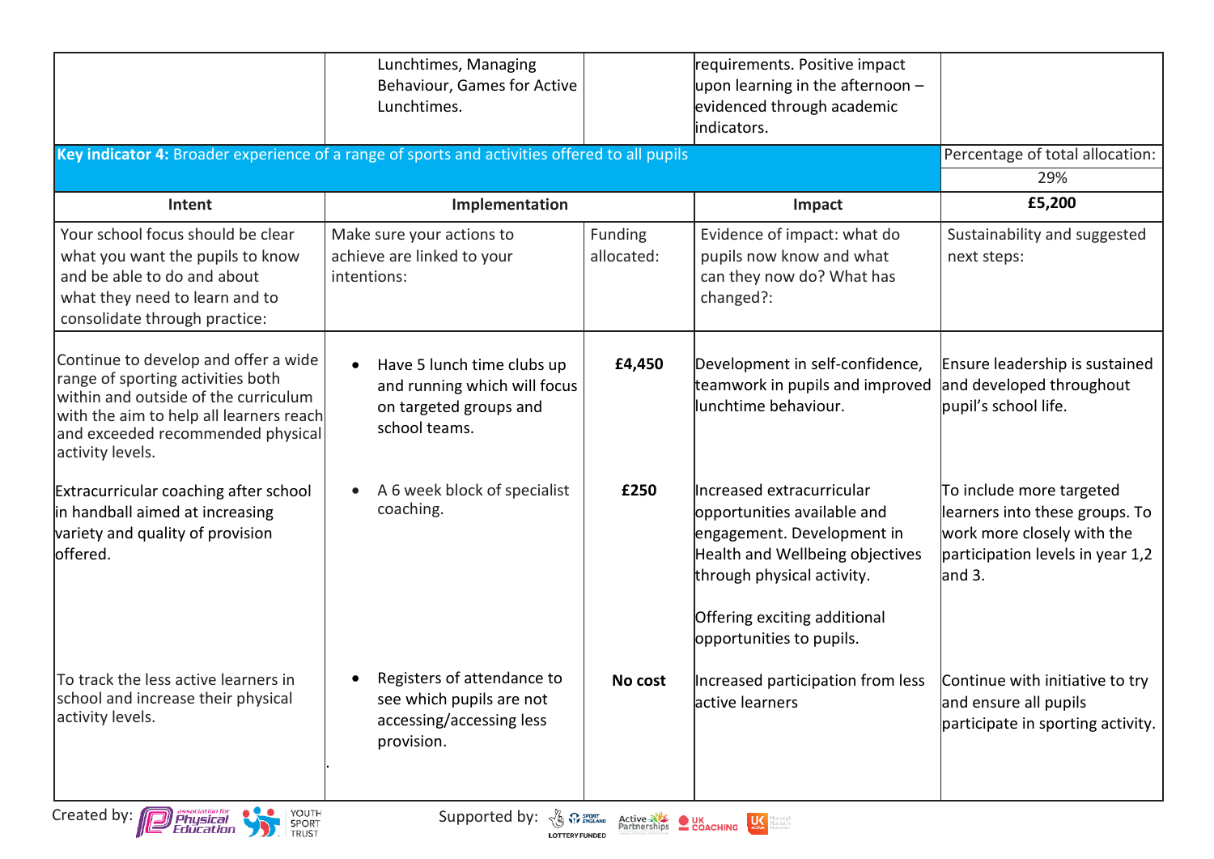| | | | | |
|---|---|---|---|---|
| | Lunchtimes, Managing Behaviour, Games for Active Lunchtimes. | | requirements. Positive impact upon learning in the afternoon – evidenced through academic indicators. | |
| **Key indicator 4:** Broader experience of a range of sports and activities offered to all pupils | | | | Percentage of total allocation: 29% |
| **Intent** | **Implementation** | | **Impact** | **£5,200** |
| Your school focus should be clear what you want the pupils to know and be able to do and about what they need to learn and to consolidate through practice: | Make sure your actions to achieve are linked to your intentions: | Funding allocated: | Evidence of impact: what do pupils now know and what can they now do? What has changed?: | Sustainability and suggested next steps: |
| Continue to develop and offer a wide range of sporting activities both within and outside of the curriculum with the aim to help all learners reach and exceeded recommended physical activity levels. | • Have 5 lunch time clubs up and running which will focus on targeted groups and school teams. | **£4,450** | Development in self-confidence, teamwork in pupils and improved lunchtime behaviour. | Ensure leadership is sustained and developed throughout pupil's school life. |
| Extracurricular coaching after school in handball aimed at increasing variety and quality of provision offered. | • A 6 week block of specialist coaching. | **£250** | Increased extracurricular opportunities available and engagement. Development in Health and Wellbeing objectives through physical activity.<br><br>Offering exciting additional opportunities to pupils. | To include more targeted learners into these groups. To work more closely with the participation levels in year 1,2 and 3. |
| To track the less active learners in school and increase their physical activity levels. | • Registers of attendance to see which pupils are not accessing/accessing less provision. | **No cost** | Increased participation from less active learners | Continue with initiative to try and ensure all pupils participate in sporting activity. |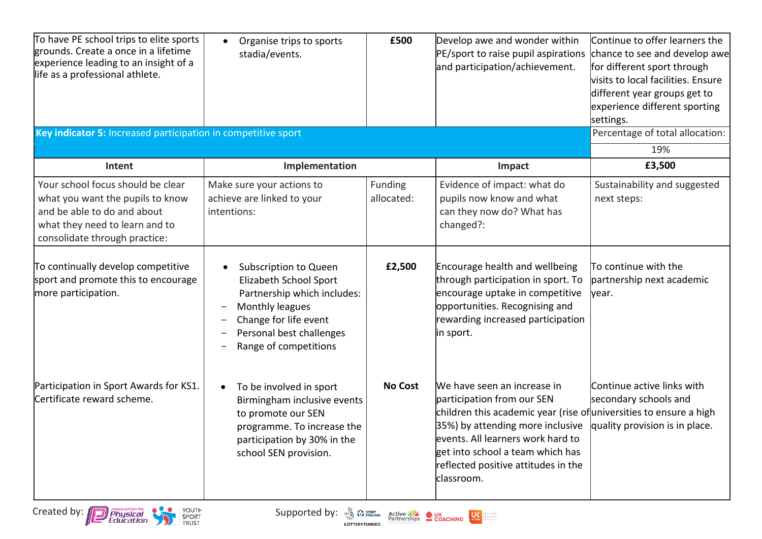| | | | | |
|---|---|---|---|---|
| To have PE school trips to elite sports grounds. Create a once in a lifetime experience leading to an insight of a life as a professional athlete. | • Organise trips to sports stadia/events. | **£500** | Develop awe and wonder within PE/sport to raise pupil aspirations and participation/achievement. | Continue to offer learners the chance to see and develop awe for different sport through visits to local facilities. Ensure different year groups get to experience different sporting settings. |
| **Key indicator 5:** Increased participation in competitive sport | | | | Percentage of total allocation: |
| | | | | 19% |
| **Intent** | **Implementation** | | **Impact** | **£3,500** |
| Your school focus should be clear what you want the pupils to know and be able to do and about what they need to learn and to consolidate through practice: | Make sure your actions to achieve are linked to your intentions: | Funding allocated: | Evidence of impact: what do pupils now know and what can they now do? What has changed?: | Sustainability and suggested next steps: |
| To continually develop competitive sport and promote this to encourage more participation. | • Subscription to Queen Elizabeth School Sport Partnership which includes:<br>- Monthly leagues<br>- Change for life event<br>- Personal best challenges<br>- Range of competitions | **£2,500** | Encourage health and wellbeing through participation in sport. To encourage uptake in competitive opportunities. Recognising and rewarding increased participation in sport. | To continue with the partnership next academic year. |
| Participation in Sport Awards for KS1. Certificate reward scheme. | • To be involved in sport Birmingham inclusive events to promote our SEN programme. To increase the participation by 30% in the school SEN provision. | **No Cost** | We have seen an increase in participation from our SEN children this academic year (rise of 35%) by attending more inclusive events. All learners work hard to get into school a team which has reflected positive attitudes in the classroom. | Continue active links with secondary schools and universities to ensure a high quality provision is in place. |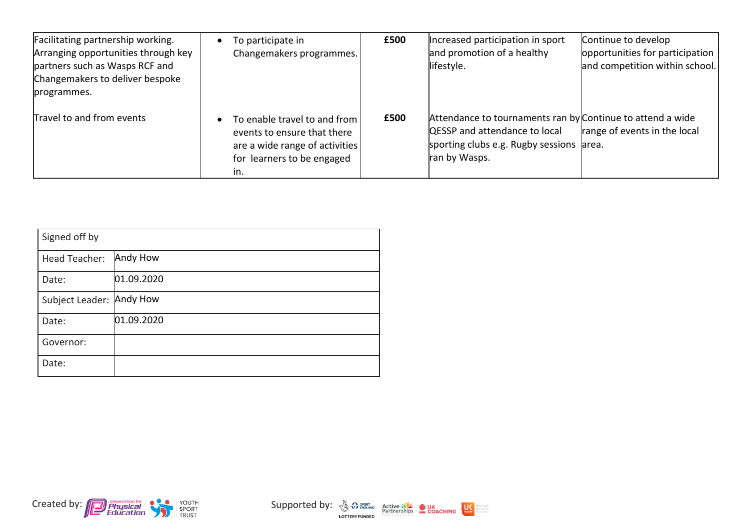| | | | | |
|---|---|---|---|---|
| Facilitating partnership working. Arranging opportunities through key partners such as Wasps RCF and Changemakers to deliver bespoke programmes. | • To participate in Changemakers programmes. | **£500** | Increased participation in sport and promotion of a healthy lifestyle. | Continue to develop opportunities for participation and competition within school. |
| Travel to and from events | • To enable travel to and from events to ensure that there are a wide range of activities for learners to be engaged in. | **£500** | Attendance to tournaments ran by QESSP and attendance to local sporting clubs e.g. Rugby sessions ran by Wasps. | Continue to attend a wide range of events in the local area. |

| Signed off by | |
|---|---|
| Head Teacher: | Andy How |
| Date: | 01.09.2020 |
| Subject Leader: | Andy How |
| Date: | 01.09.2020 |
| Governor: | |
| Date: | |

Created by: association for Physical Education, Youth Sport Trust

Supported by: Sport England Lottery Funded, Active Partnerships, UK Coaching, UK Active